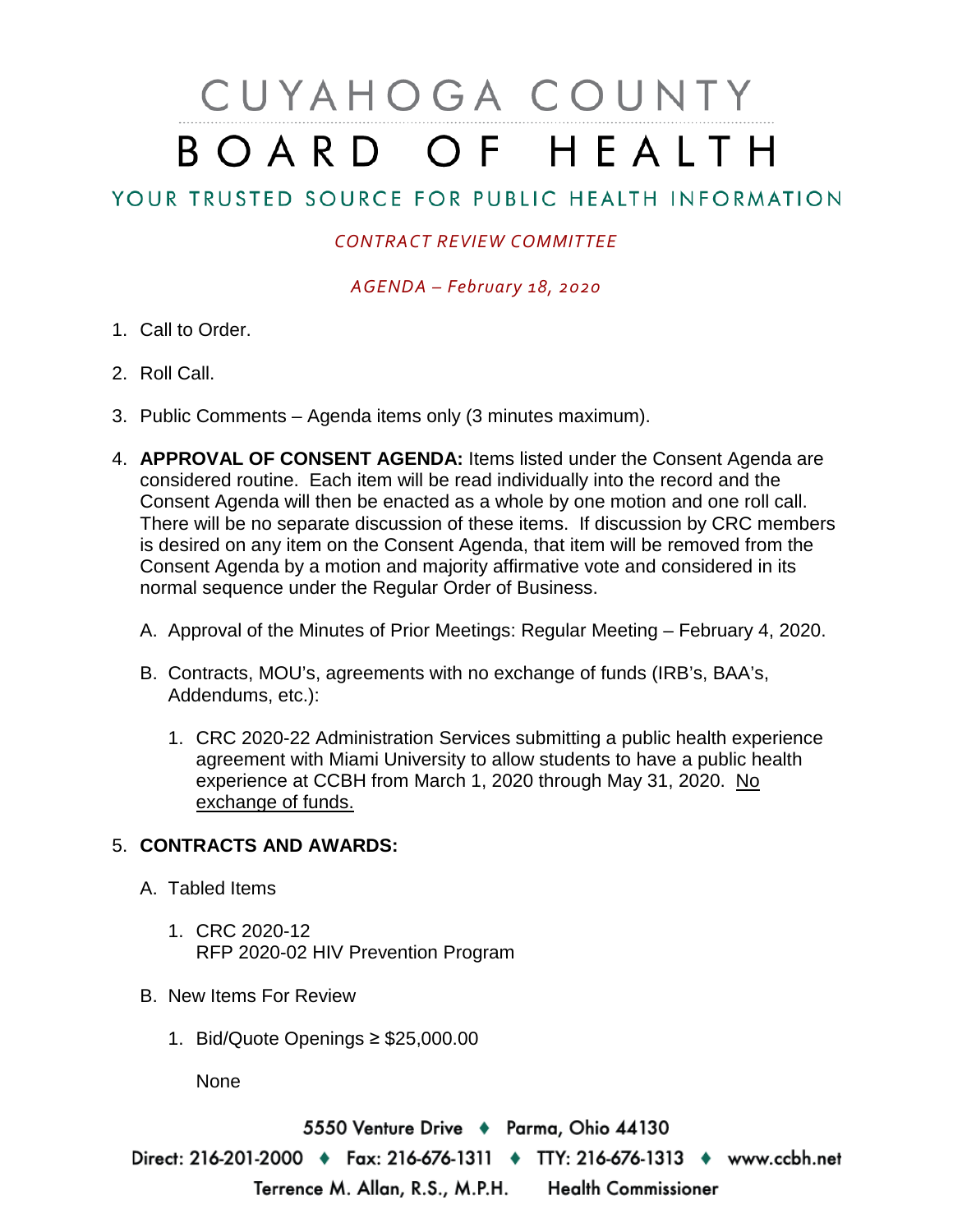# CUYAHOGA COUNTY BOARD OF HEALTH

## YOUR TRUSTED SOURCE FOR PUBLIC HEALTH INFORMATION

*CONTRACT REVIEW COMMITTEE*

*AGENDA – February 18, 2020*

1. Call to Order.

2. Roll Call.

3. Public Comments – Agenda items only (3 minutes maximum).

4. **APPROVAL OF CONSENT AGENDA:** Items listed under the Consent Agenda are considered routine. Each item will be read individually into the record and the Consent Agenda will then be enacted as a whole by one motion and one roll call. There will be no separate discussion of these items. If discussion by CRC members is desired on any item on the Consent Agenda, that item will be removed from the Consent Agenda by a motion and majority affirmative vote and considered in its normal sequence under the Regular Order of Business.

   A. Approval of the Minutes of Prior Meetings: Regular Meeting – February 4, 2020.

   B. Contracts, MOU's, agreements with no exchange of funds (IRB's, BAA's, Addendums, etc.):

      1. CRC 2020-22 Administration Services submitting a public health experience agreement with Miami University to allow students to have a public health experience at CCBH from March 1, 2020 through May 31, 2020. No exchange of funds.

5. **CONTRACTS AND AWARDS:**

   A. Tabled Items

      1. CRC 2020-12
         RFP 2020-02 HIV Prevention Program

   B. New Items For Review

      1. Bid/Quote Openings ≥ $25,000.00

         None

5550 Venture Drive ♦ Parma, Ohio 44130
Direct: 216-201-2000 ♦ Fax: 216-676-1311 ♦ TTY: 216-676-1313 ♦ www.ccbh.net
Terrence M. Allan, R.S., M.P.H. Health Commissioner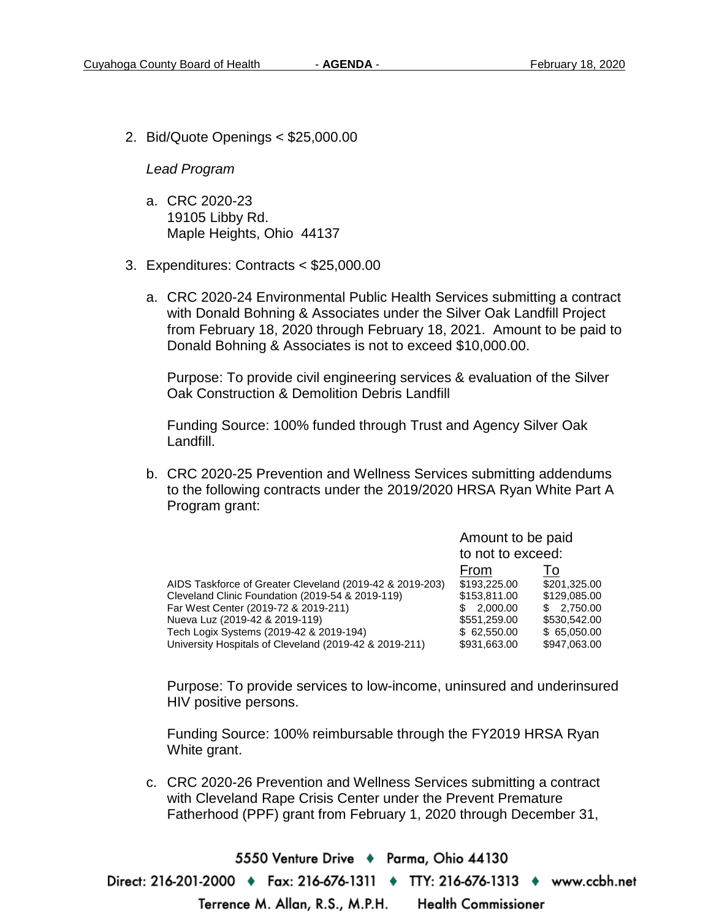2. Bid/Quote Openings < $25,000.00

   *Lead Program*

   a. CRC 2020-23
      19105 Libby Rd.
      Maple Heights, Ohio 44137

3. Expenditures: Contracts < $25,000.00

   a. CRC 2020-24 Environmental Public Health Services submitting a contract with Donald Bohning & Associates under the Silver Oak Landfill Project from February 18, 2020 through February 18, 2021. Amount to be paid to Donald Bohning & Associates is not to exceed $10,000.00.

      Purpose: To provide civil engineering services & evaluation of the Silver Oak Construction & Demolition Debris Landfill

      Funding Source: 100% funded through Trust and Agency Silver Oak Landfill.

   b. CRC 2020-25 Prevention and Wellness Services submitting addendums to the following contracts under the 2019/2020 HRSA Ryan White Part A Program grant:

      | | Amount to be paid to not to exceed: | |
      |---|---|---|
      | | From | To |
      | AIDS Taskforce of Greater Cleveland (2019-42 & 2019-203) | $193,225.00 | $201,325.00 |
      | Cleveland Clinic Foundation (2019-54 & 2019-119) | $153,811.00 | $129,085.00 |
      | Far West Center (2019-72 & 2019-211) | $ 2,000.00 | $ 2,750.00 |
      | Nueva Luz (2019-42 & 2019-119) | $551,259.00 | $530,542.00 |
      | Tech Logix Systems (2019-42 & 2019-194) | $ 62,550.00 | $ 65,050.00 |
      | University Hospitals of Cleveland (2019-42 & 2019-211) | $931,663.00 | $947,063.00 |

      Purpose: To provide services to low-income, uninsured and underinsured HIV positive persons.

      Funding Source: 100% reimbursable through the FY2019 HRSA Ryan White grant.

   c. CRC 2020-26 Prevention and Wellness Services submitting a contract with Cleveland Rape Crisis Center under the Prevent Premature Fatherhood (PPF) grant from February 1, 2020 through December 31,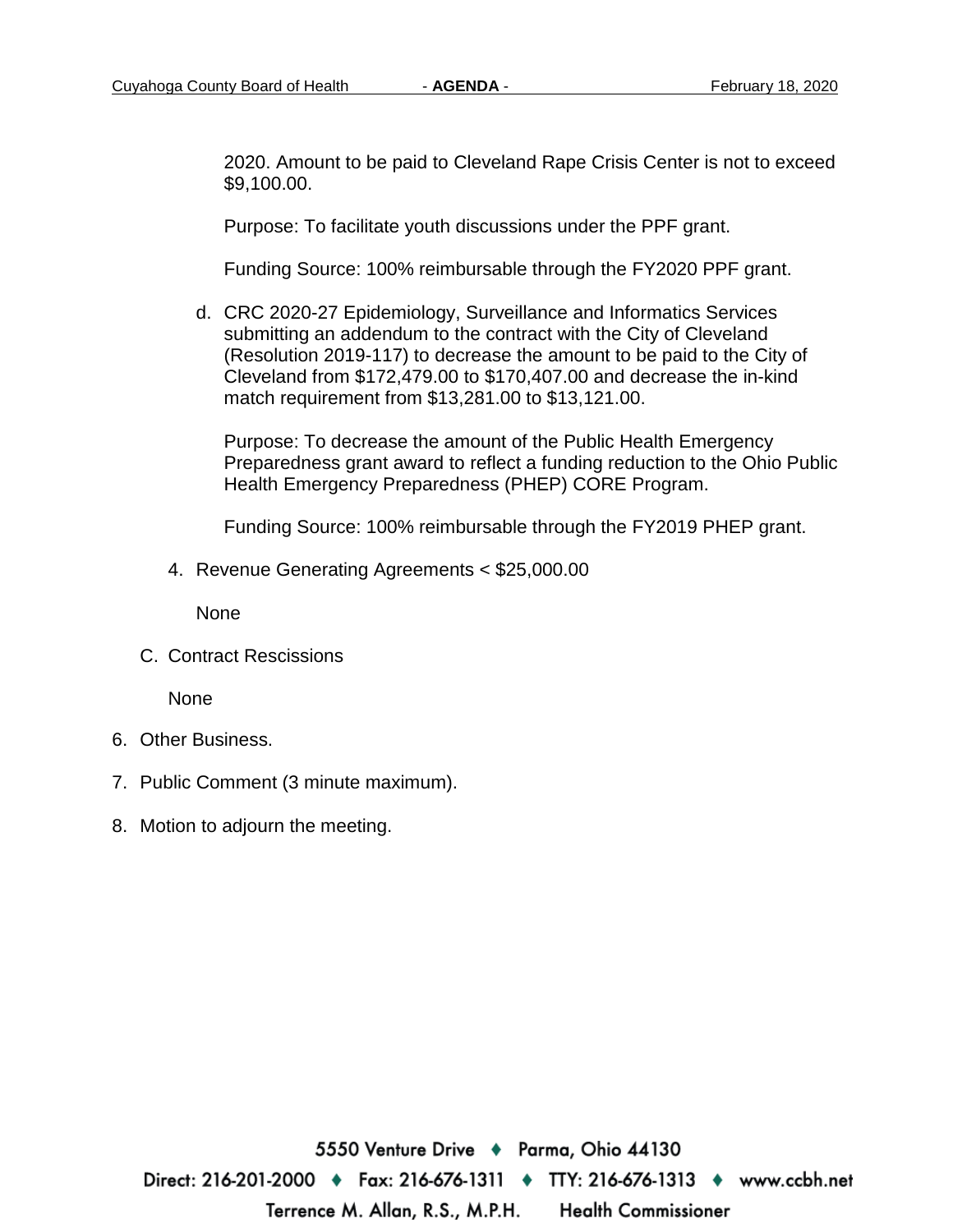2020. Amount to be paid to Cleveland Rape Crisis Center is not to exceed $9,100.00.

Purpose: To facilitate youth discussions under the PPF grant.

Funding Source: 100% reimbursable through the FY2020 PPF grant.

d. CRC 2020-27 Epidemiology, Surveillance and Informatics Services submitting an addendum to the contract with the City of Cleveland (Resolution 2019-117) to decrease the amount to be paid to the City of Cleveland from $172,479.00 to $170,407.00 and decrease the in-kind match requirement from $13,281.00 to $13,121.00.

   Purpose: To decrease the amount of the Public Health Emergency Preparedness grant award to reflect a funding reduction to the Ohio Public Health Emergency Preparedness (PHEP) CORE Program.

   Funding Source: 100% reimbursable through the FY2019 PHEP grant.

4. Revenue Generating Agreements < $25,000.00

   None

C. Contract Rescissions

   None

6. Other Business.

7. Public Comment (3 minute maximum).

8. Motion to adjourn the meeting.